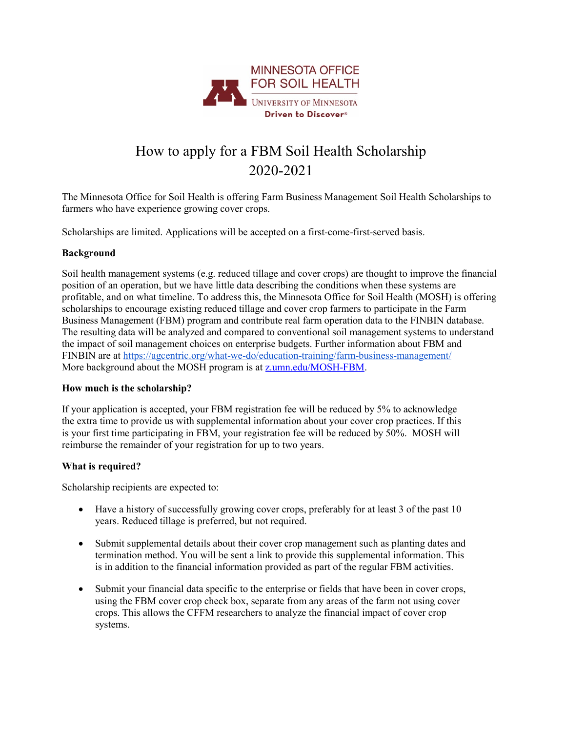MINNESOTA OFFICE FOR SOIL HEALTH

UNIVERSITY OF MINNESOTA

Driven to Discover®

# How to apply for a FBM Soil Health Scholarship 2020-2021

The Minnesota Office for Soil Health is offering Farm Business Management Soil Health Scholarships to farmers who have experience growing cover crops.

Scholarships are limited. Applications will be accepted on a first-come-first-served basis.

**Background**

Soil health management systems (e.g. reduced tillage and cover crops) are thought to improve the financial position of an operation, but we have little data describing the conditions when these systems are profitable, and on what timeline. To address this, the Minnesota Office for Soil Health (MOSH) is offering scholarships to encourage existing reduced tillage and cover crop farmers to participate in the Farm Business Management (FBM) program and contribute real farm operation data to the FINBIN database. The resulting data will be analyzed and compared to conventional soil management systems to understand the impact of soil management choices on enterprise budgets. Further information about FBM and FINBIN are at [https://agcentric.org/what-we-do/education-training/farm-business-management/](https://agcentric.org/what-we-do/education-training/farm-business-management/) More background about the MOSH program is at [z.umn.edu/MOSH-FBM](z.umn.edu/MOSH-FBM).

**How much is the scholarship?**

If your application is accepted, your FBM registration fee will be reduced by 5% to acknowledge the extra time to provide us with supplemental information about your cover crop practices. If this is your first time participating in FBM, your registration fee will be reduced by 50%. MOSH will reimburse the remainder of your registration for up to two years.

**What is required?**

Scholarship recipients are expected to:

- Have a history of successfully growing cover crops, preferably for at least 3 of the past 10 years. Reduced tillage is preferred, but not required.
- Submit supplemental details about their cover crop management such as planting dates and termination method. You will be sent a link to provide this supplemental information. This is in addition to the financial information provided as part of the regular FBM activities.
- Submit your financial data specific to the enterprise or fields that have been in cover crops, using the FBM cover crop check box, separate from any areas of the farm not using cover crops. This allows the CFFM researchers to analyze the financial impact of cover crop systems.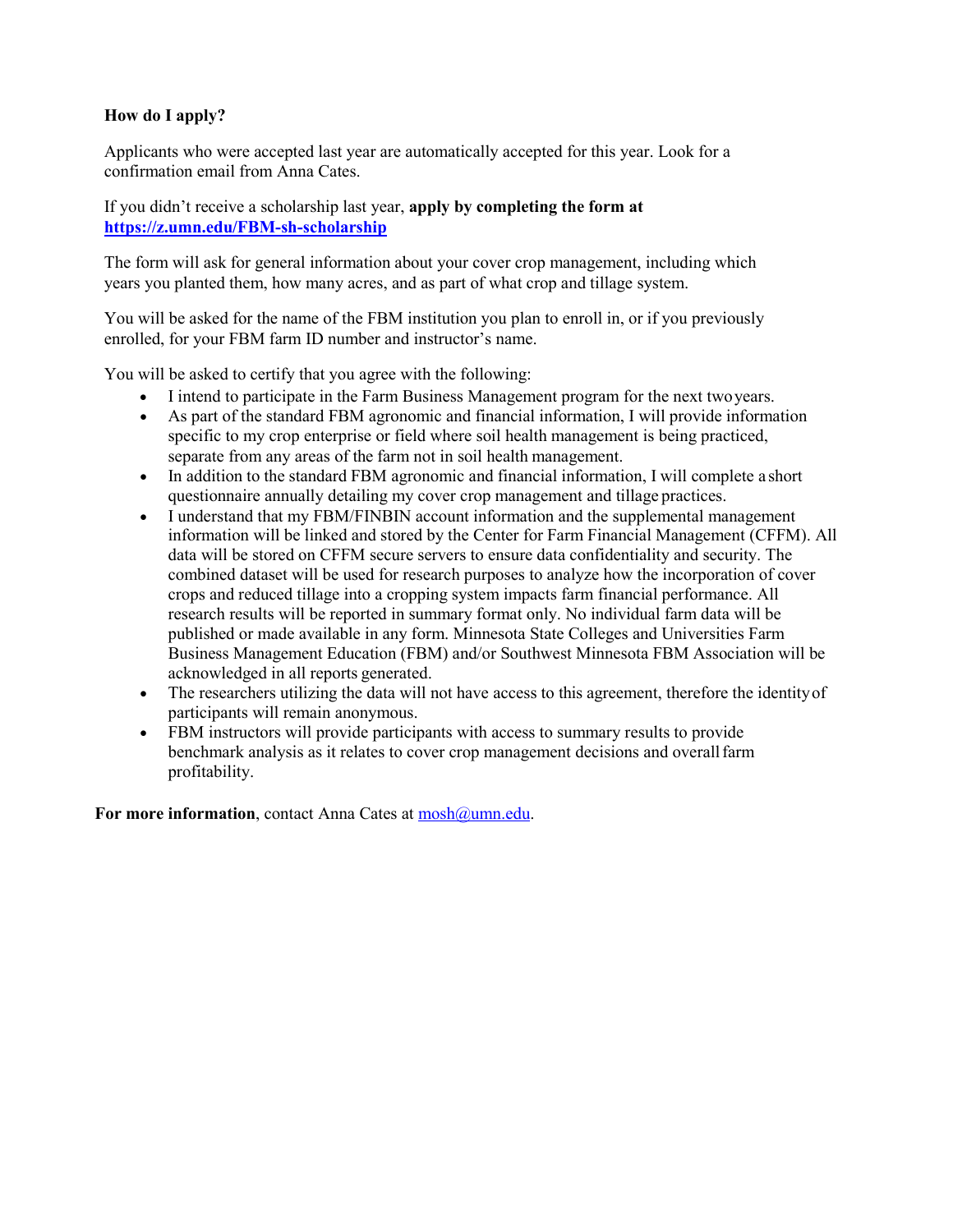**How do I apply?**

Applicants who were accepted last year are automatically accepted for this year. Look for a confirmation email from Anna Cates.

If you didn't receive a scholarship last year, **apply by completing the form at [https://z.umn.edu/FBM-sh-scholarship](https://z.umn.edu/FBM-sh-scholarship)**

The form will ask for general information about your cover crop management, including which years you planted them, how many acres, and as part of what crop and tillage system.

You will be asked for the name of the FBM institution you plan to enroll in, or if you previously enrolled, for your FBM farm ID number and instructor's name.

You will be asked to certify that you agree with the following:

- I intend to participate in the Farm Business Management program for the next two years.
- As part of the standard FBM agronomic and financial information, I will provide information specific to my crop enterprise or field where soil health management is being practiced, separate from any areas of the farm not in soil health management.
- In addition to the standard FBM agronomic and financial information, I will complete a short questionnaire annually detailing my cover crop management and tillage practices.
- I understand that my FBM/FINBIN account information and the supplemental management information will be linked and stored by the Center for Farm Financial Management (CFFM). All data will be stored on CFFM secure servers to ensure data confidentiality and security. The combined dataset will be used for research purposes to analyze how the incorporation of cover crops and reduced tillage into a cropping system impacts farm financial performance. All research results will be reported in summary format only. No individual farm data will be published or made available in any form. Minnesota State Colleges and Universities Farm Business Management Education (FBM) and/or Southwest Minnesota FBM Association will be acknowledged in all reports generated.
- The researchers utilizing the data will not have access to this agreement, therefore the identity of participants will remain anonymous.
- FBM instructors will provide participants with access to summary results to provide benchmark analysis as it relates to cover crop management decisions and overall farm profitability.

**For more information**, contact Anna Cates at [mosh@umn.edu](mailto:mosh@umn.edu).